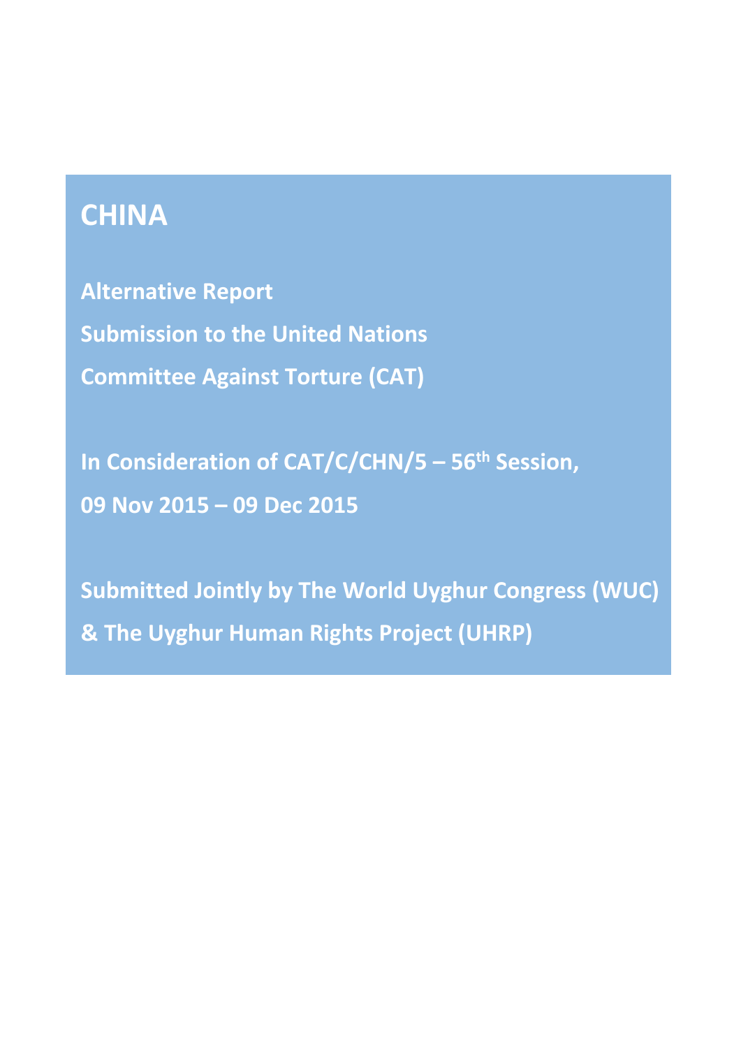# CHINA

**Alternative Report**

**Submission to the United Nations**

**Committee Against Torture (CAT)**

**In Consideration of CAT/C/CHN/5 – 56th Session,**

**09 Nov 2015 – 09 Dec 2015**

**Submitted Jointly by The World Uyghur Congress (WUC) & The Uyghur Human Rights Project (UHRP)**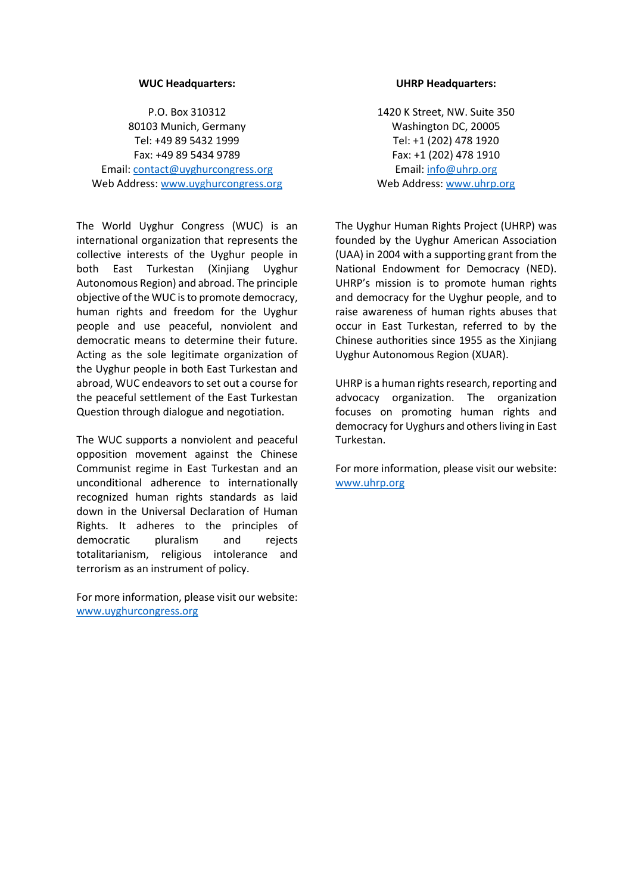**WUC Headquarters:**

P.O. Box 310312
80103 Munich, Germany
Tel: +49 89 5432 1999
Fax: +49 89 5434 9789
Email: contact@uyghurcongress.org
Web Address: www.uyghurcongress.org

The World Uyghur Congress (WUC) is an international organization that represents the collective interests of the Uyghur people in both East Turkestan (Xinjiang Uyghur Autonomous Region) and abroad. The principle objective of the WUC is to promote democracy, human rights and freedom for the Uyghur people and use peaceful, nonviolent and democratic means to determine their future. Acting as the sole legitimate organization of the Uyghur people in both East Turkestan and abroad, WUC endeavors to set out a course for the peaceful settlement of the East Turkestan Question through dialogue and negotiation.

The WUC supports a nonviolent and peaceful opposition movement against the Chinese Communist regime in East Turkestan and an unconditional adherence to internationally recognized human rights standards as laid down in the Universal Declaration of Human Rights. It adheres to the principles of democratic pluralism and rejects totalitarianism, religious intolerance and terrorism as an instrument of policy.

For more information, please visit our website: www.uyghurcongress.org

**UHRP Headquarters:**

1420 K Street, NW. Suite 350
Washington DC, 20005
Tel: +1 (202) 478 1920
Fax: +1 (202) 478 1910
Email: info@uhrp.org
Web Address: www.uhrp.org

The Uyghur Human Rights Project (UHRP) was founded by the Uyghur American Association (UAA) in 2004 with a supporting grant from the National Endowment for Democracy (NED). UHRP's mission is to promote human rights and democracy for the Uyghur people, and to raise awareness of human rights abuses that occur in East Turkestan, referred to by the Chinese authorities since 1955 as the Xinjiang Uyghur Autonomous Region (XUAR).

UHRP is a human rights research, reporting and advocacy organization. The organization focuses on promoting human rights and democracy for Uyghurs and others living in East Turkestan.

For more information, please visit our website: www.uhrp.org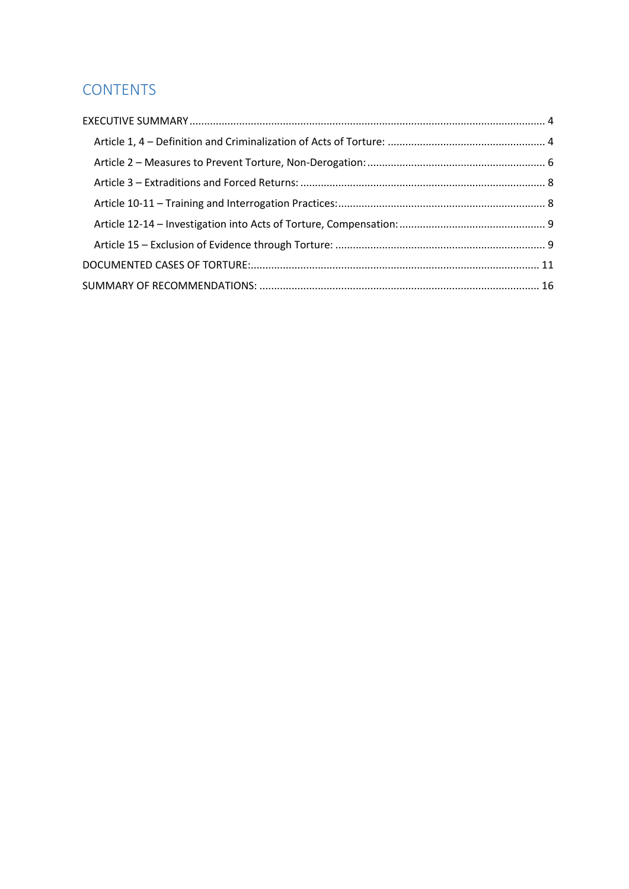# CONTENTS

- EXECUTIVE SUMMARY ........ 4
  - Article 1, 4 – Definition and Criminalization of Acts of Torture: ........ 4
  - Article 2 – Measures to Prevent Torture, Non-Derogation: ........ 6
  - Article 3 – Extraditions and Forced Returns: ........ 8
  - Article 10-11 – Training and Interrogation Practices: ........ 8
  - Article 12-14 – Investigation into Acts of Torture, Compensation: ........ 9
  - Article 15 – Exclusion of Evidence through Torture: ........ 9
- DOCUMENTED CASES OF TORTURE: ........ 11
- SUMMARY OF RECOMMENDATIONS: ........ 16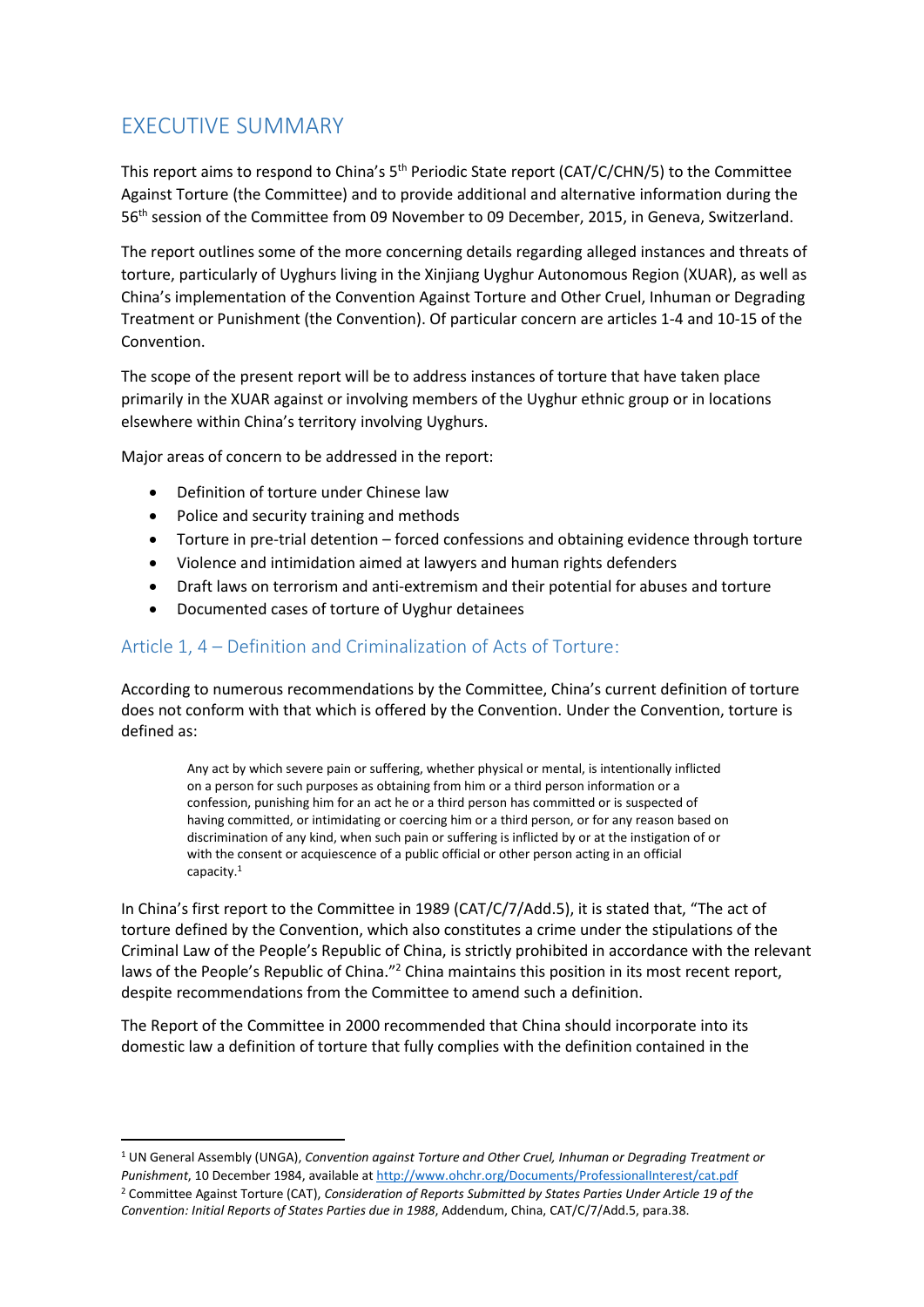## EXECUTIVE SUMMARY

This report aims to respond to China's 5th Periodic State report (CAT/C/CHN/5) to the Committee Against Torture (the Committee) and to provide additional and alternative information during the 56th session of the Committee from 09 November to 09 December, 2015, in Geneva, Switzerland.

The report outlines some of the more concerning details regarding alleged instances and threats of torture, particularly of Uyghurs living in the Xinjiang Uyghur Autonomous Region (XUAR), as well as China's implementation of the Convention Against Torture and Other Cruel, Inhuman or Degrading Treatment or Punishment (the Convention). Of particular concern are articles 1-4 and 10-15 of the Convention.

The scope of the present report will be to address instances of torture that have taken place primarily in the XUAR against or involving members of the Uyghur ethnic group or in locations elsewhere within China's territory involving Uyghurs.

Major areas of concern to be addressed in the report:

- Definition of torture under Chinese law
- Police and security training and methods
- Torture in pre-trial detention – forced confessions and obtaining evidence through torture
- Violence and intimidation aimed at lawyers and human rights defenders
- Draft laws on terrorism and anti-extremism and their potential for abuses and torture
- Documented cases of torture of Uyghur detainees

### Article 1, 4 – Definition and Criminalization of Acts of Torture:

According to numerous recommendations by the Committee, China's current definition of torture does not conform with that which is offered by the Convention. Under the Convention, torture is defined as:

> Any act by which severe pain or suffering, whether physical or mental, is intentionally inflicted on a person for such purposes as obtaining from him or a third person information or a confession, punishing him for an act he or a third person has committed or is suspected of having committed, or intimidating or coercing him or a third person, or for any reason based on discrimination of any kind, when such pain or suffering is inflicted by or at the instigation of or with the consent or acquiescence of a public official or other person acting in an official capacity.[1]

In China's first report to the Committee in 1989 (CAT/C/7/Add.5), it is stated that, "The act of torture defined by the Convention, which also constitutes a crime under the stipulations of the Criminal Law of the People's Republic of China, is strictly prohibited in accordance with the relevant laws of the People's Republic of China."[2] China maintains this position in its most recent report, despite recommendations from the Committee to amend such a definition.

The Report of the Committee in 2000 recommended that China should incorporate into its domestic law a definition of torture that fully complies with the definition contained in the

---

[1] UN General Assembly (UNGA), *Convention against Torture and Other Cruel, Inhuman or Degrading Treatment or Punishment*, 10 December 1984, available at http://www.ohchr.org/Documents/ProfessionalInterest/cat.pdf

[2] Committee Against Torture (CAT), *Consideration of Reports Submitted by States Parties Under Article 19 of the Convention: Initial Reports of States Parties due in 1988*, Addendum, China, CAT/C/7/Add.5, para.38.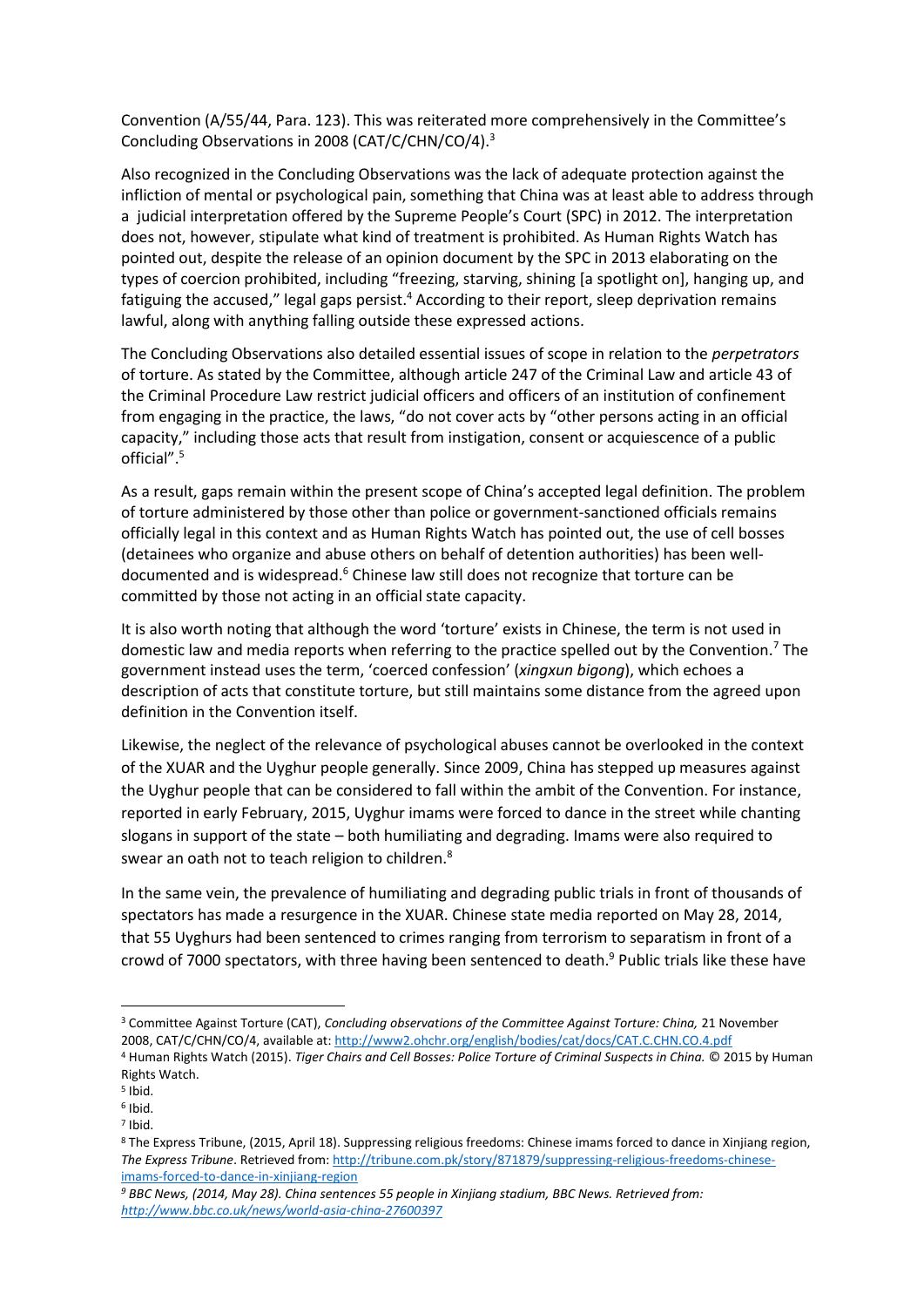Convention (A/55/44, Para. 123). This was reiterated more comprehensively in the Committee's Concluding Observations in 2008 (CAT/C/CHN/CO/4).[3]

Also recognized in the Concluding Observations was the lack of adequate protection against the infliction of mental or psychological pain, something that China was at least able to address through a judicial interpretation offered by the Supreme People's Court (SPC) in 2012. The interpretation does not, however, stipulate what kind of treatment is prohibited. As Human Rights Watch has pointed out, despite the release of an opinion document by the SPC in 2013 elaborating on the types of coercion prohibited, including "freezing, starving, shining [a spotlight on], hanging up, and fatiguing the accused," legal gaps persist.[4] According to their report, sleep deprivation remains lawful, along with anything falling outside these expressed actions.

The Concluding Observations also detailed essential issues of scope in relation to the *perpetrators* of torture. As stated by the Committee, although article 247 of the Criminal Law and article 43 of the Criminal Procedure Law restrict judicial officers and officers of an institution of confinement from engaging in the practice, the laws, "do not cover acts by "other persons acting in an official capacity," including those acts that result from instigation, consent or acquiescence of a public official".[5]

As a result, gaps remain within the present scope of China's accepted legal definition. The problem of torture administered by those other than police or government-sanctioned officials remains officially legal in this context and as Human Rights Watch has pointed out, the use of cell bosses (detainees who organize and abuse others on behalf of detention authorities) has been well-documented and is widespread.[6] Chinese law still does not recognize that torture can be committed by those not acting in an official state capacity.

It is also worth noting that although the word 'torture' exists in Chinese, the term is not used in domestic law and media reports when referring to the practice spelled out by the Convention.[7] The government instead uses the term, 'coerced confession' (*xingxun bigong*), which echoes a description of acts that constitute torture, but still maintains some distance from the agreed upon definition in the Convention itself.

Likewise, the neglect of the relevance of psychological abuses cannot be overlooked in the context of the XUAR and the Uyghur people generally. Since 2009, China has stepped up measures against the Uyghur people that can be considered to fall within the ambit of the Convention. For instance, reported in early February, 2015, Uyghur imams were forced to dance in the street while chanting slogans in support of the state – both humiliating and degrading. Imams were also required to swear an oath not to teach religion to children.[8]

In the same vein, the prevalence of humiliating and degrading public trials in front of thousands of spectators has made a resurgence in the XUAR. Chinese state media reported on May 28, 2014, that 55 Uyghurs had been sentenced to crimes ranging from terrorism to separatism in front of a crowd of 7000 spectators, with three having been sentenced to death.[9] Public trials like these have

---

[3] Committee Against Torture (CAT), *Concluding observations of the Committee Against Torture: China,* 21 November 2008, CAT/C/CHN/CO/4, available at: http://www2.ohchr.org/english/bodies/cat/docs/CAT.C.CHN.CO.4.pdf

[4] Human Rights Watch (2015). *Tiger Chairs and Cell Bosses: Police Torture of Criminal Suspects in China.* © 2015 by Human Rights Watch.

[5] Ibid.

[6] Ibid.

[7] Ibid.

[8] The Express Tribune, (2015, April 18). Suppressing religious freedoms: Chinese imams forced to dance in Xinjiang region, *The Express Tribune*. Retrieved from: http://tribune.com.pk/story/871879/suppressing-religious-freedoms-chinese-imams-forced-to-dance-in-xinjiang-region

[9] *BBC News, (2014, May 28). China sentences 55 people in Xinjiang stadium, BBC News. Retrieved from: http://www.bbc.co.uk/news/world-asia-china-27600397*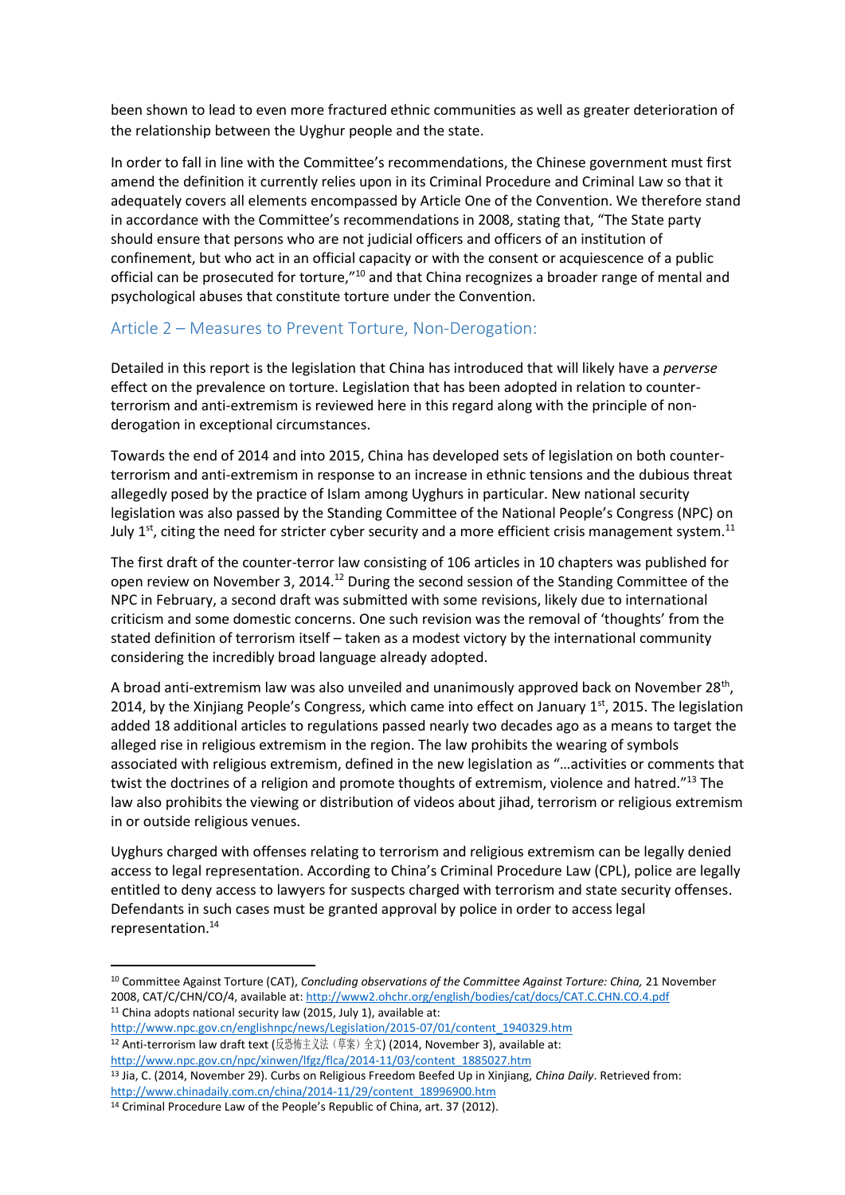been shown to lead to even more fractured ethnic communities as well as greater deterioration of the relationship between the Uyghur people and the state.

In order to fall in line with the Committee's recommendations, the Chinese government must first amend the definition it currently relies upon in its Criminal Procedure and Criminal Law so that it adequately covers all elements encompassed by Article One of the Convention. We therefore stand in accordance with the Committee's recommendations in 2008, stating that, "The State party should ensure that persons who are not judicial officers and officers of an institution of confinement, but who act in an official capacity or with the consent or acquiescence of a public official can be prosecuted for torture,"[10] and that China recognizes a broader range of mental and psychological abuses that constitute torture under the Convention.

## Article 2 – Measures to Prevent Torture, Non-Derogation:

Detailed in this report is the legislation that China has introduced that will likely have a *perverse* effect on the prevalence on torture. Legislation that has been adopted in relation to counter-terrorism and anti-extremism is reviewed here in this regard along with the principle of non-derogation in exceptional circumstances.

Towards the end of 2014 and into 2015, China has developed sets of legislation on both counter-terrorism and anti-extremism in response to an increase in ethnic tensions and the dubious threat allegedly posed by the practice of Islam among Uyghurs in particular. New national security legislation was also passed by the Standing Committee of the National People's Congress (NPC) on July 1st, citing the need for stricter cyber security and a more efficient crisis management system.[11]

The first draft of the counter-terror law consisting of 106 articles in 10 chapters was published for open review on November 3, 2014.[12] During the second session of the Standing Committee of the NPC in February, a second draft was submitted with some revisions, likely due to international criticism and some domestic concerns. One such revision was the removal of 'thoughts' from the stated definition of terrorism itself – taken as a modest victory by the international community considering the incredibly broad language already adopted.

A broad anti-extremism law was also unveiled and unanimously approved back on November 28th, 2014, by the Xinjiang People's Congress, which came into effect on January 1st, 2015. The legislation added 18 additional articles to regulations passed nearly two decades ago as a means to target the alleged rise in religious extremism in the region. The law prohibits the wearing of symbols associated with religious extremism, defined in the new legislation as "…activities or comments that twist the doctrines of a religion and promote thoughts of extremism, violence and hatred."[13] The law also prohibits the viewing or distribution of videos about jihad, terrorism or religious extremism in or outside religious venues.

Uyghurs charged with offenses relating to terrorism and religious extremism can be legally denied access to legal representation. According to China's Criminal Procedure Law (CPL), police are legally entitled to deny access to lawyers for suspects charged with terrorism and state security offenses. Defendants in such cases must be granted approval by police in order to access legal representation.[14]

---

[10] Committee Against Torture (CAT), *Concluding observations of the Committee Against Torture: China,* 21 November 2008, CAT/C/CHN/CO/4, available at: http://www2.ohchr.org/english/bodies/cat/docs/CAT.C.CHN.CO.4.pdf

[11] China adopts national security law (2015, July 1), available at: http://www.npc.gov.cn/englishnpc/news/Legislation/2015-07/01/content_1940329.htm

[12] Anti-terrorism law draft text (反恐怖主义法（草案）全文) (2014, November 3), available at: http://www.npc.gov.cn/npc/xinwen/lfgz/flca/2014-11/03/content_1885027.htm

[13] Jia, C. (2014, November 29). Curbs on Religious Freedom Beefed Up in Xinjiang, *China Daily*. Retrieved from: http://www.chinadaily.com.cn/china/2014-11/29/content_18996900.htm

[14] Criminal Procedure Law of the People's Republic of China, art. 37 (2012).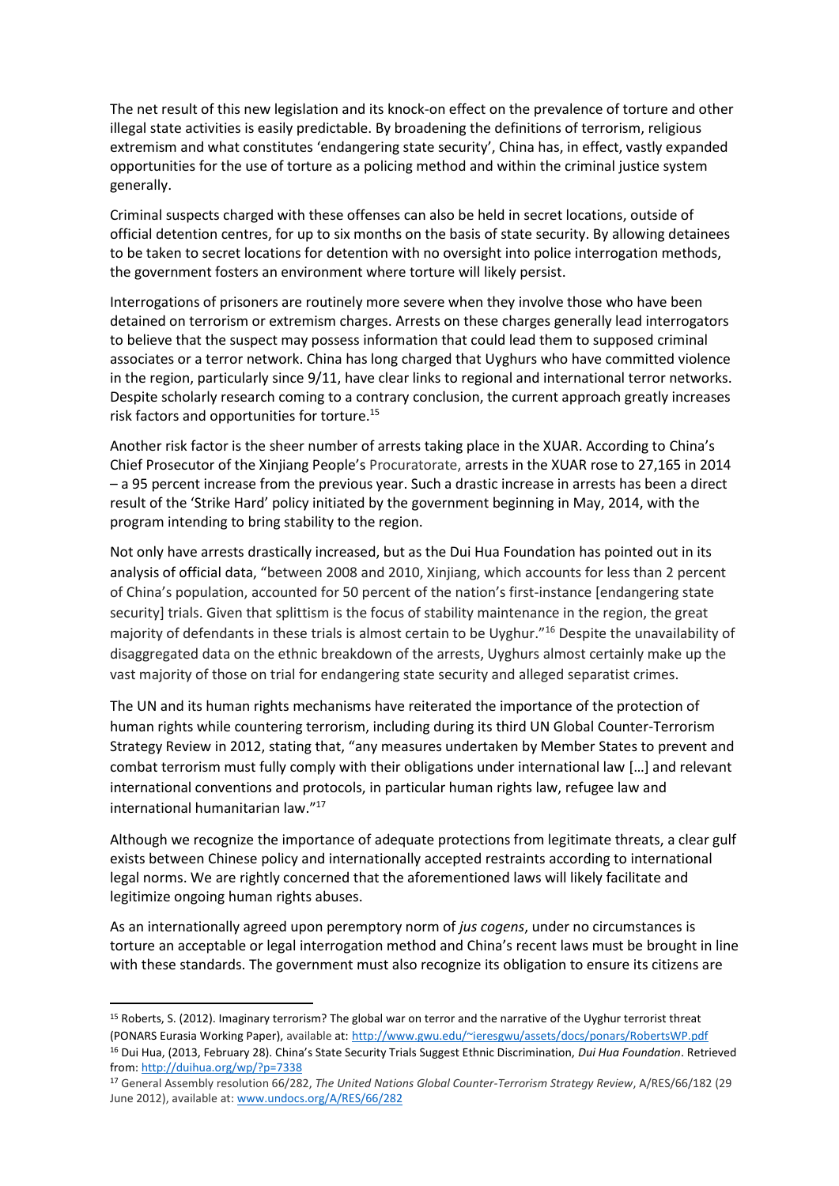The net result of this new legislation and its knock-on effect on the prevalence of torture and other illegal state activities is easily predictable. By broadening the definitions of terrorism, religious extremism and what constitutes 'endangering state security', China has, in effect, vastly expanded opportunities for the use of torture as a policing method and within the criminal justice system generally.

Criminal suspects charged with these offenses can also be held in secret locations, outside of official detention centres, for up to six months on the basis of state security. By allowing detainees to be taken to secret locations for detention with no oversight into police interrogation methods, the government fosters an environment where torture will likely persist.

Interrogations of prisoners are routinely more severe when they involve those who have been detained on terrorism or extremism charges. Arrests on these charges generally lead interrogators to believe that the suspect may possess information that could lead them to supposed criminal associates or a terror network. China has long charged that Uyghurs who have committed violence in the region, particularly since 9/11, have clear links to regional and international terror networks. Despite scholarly research coming to a contrary conclusion, the current approach greatly increases risk factors and opportunities for torture.[15]

Another risk factor is the sheer number of arrests taking place in the XUAR. According to China's Chief Prosecutor of the Xinjiang People's Procuratorate, arrests in the XUAR rose to 27,165 in 2014 – a 95 percent increase from the previous year. Such a drastic increase in arrests has been a direct result of the 'Strike Hard' policy initiated by the government beginning in May, 2014, with the program intending to bring stability to the region.

Not only have arrests drastically increased, but as the Dui Hua Foundation has pointed out in its analysis of official data, "between 2008 and 2010, Xinjiang, which accounts for less than 2 percent of China's population, accounted for 50 percent of the nation's first-instance [endangering state security] trials. Given that splittism is the focus of stability maintenance in the region, the great majority of defendants in these trials is almost certain to be Uyghur."[16] Despite the unavailability of disaggregated data on the ethnic breakdown of the arrests, Uyghurs almost certainly make up the vast majority of those on trial for endangering state security and alleged separatist crimes.

The UN and its human rights mechanisms have reiterated the importance of the protection of human rights while countering terrorism, including during its third UN Global Counter-Terrorism Strategy Review in 2012, stating that, "any measures undertaken by Member States to prevent and combat terrorism must fully comply with their obligations under international law […] and relevant international conventions and protocols, in particular human rights law, refugee law and international humanitarian law."[17]

Although we recognize the importance of adequate protections from legitimate threats, a clear gulf exists between Chinese policy and internationally accepted restraints according to international legal norms. We are rightly concerned that the aforementioned laws will likely facilitate and legitimize ongoing human rights abuses.

As an internationally agreed upon peremptory norm of *jus cogens*, under no circumstances is torture an acceptable or legal interrogation method and China's recent laws must be brought in line with these standards. The government must also recognize its obligation to ensure its citizens are

---

[15] Roberts, S. (2012). Imaginary terrorism? The global war on terror and the narrative of the Uyghur terrorist threat (PONARS Eurasia Working Paper), available at: http://www.gwu.edu/~ieresgwu/assets/docs/ponars/RobertsWP.pdf

[16] Dui Hua, (2013, February 28). China's State Security Trials Suggest Ethnic Discrimination, *Dui Hua Foundation*. Retrieved from: http://duihua.org/wp/?p=7338

[17] General Assembly resolution 66/282, *The United Nations Global Counter-Terrorism Strategy Review*, A/RES/66/182 (29 June 2012), available at: www.undocs.org/A/RES/66/282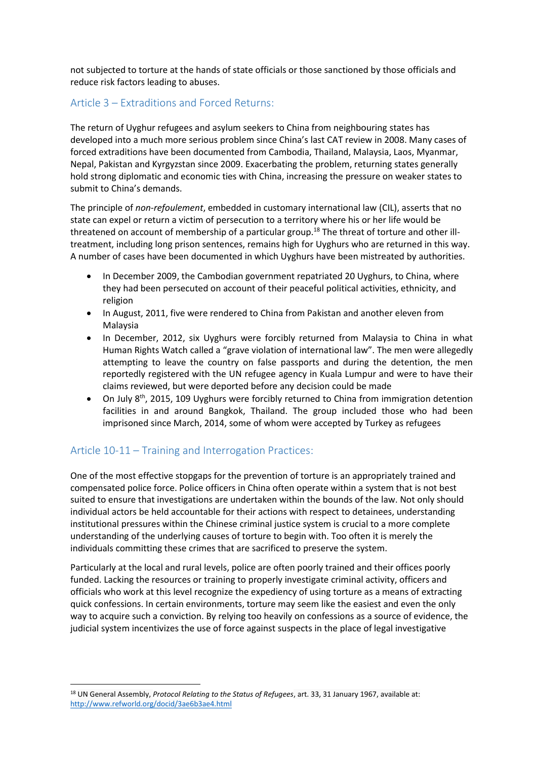not subjected to torture at the hands of state officials or those sanctioned by those officials and reduce risk factors leading to abuses.

## Article 3 – Extraditions and Forced Returns:

The return of Uyghur refugees and asylum seekers to China from neighbouring states has developed into a much more serious problem since China's last CAT review in 2008. Many cases of forced extraditions have been documented from Cambodia, Thailand, Malaysia, Laos, Myanmar, Nepal, Pakistan and Kyrgyzstan since 2009. Exacerbating the problem, returning states generally hold strong diplomatic and economic ties with China, increasing the pressure on weaker states to submit to China's demands.

The principle of *non-refoulement*, embedded in customary international law (CIL), asserts that no state can expel or return a victim of persecution to a territory where his or her life would be threatened on account of membership of a particular group.[18] The threat of torture and other ill-treatment, including long prison sentences, remains high for Uyghurs who are returned in this way. A number of cases have been documented in which Uyghurs have been mistreated by authorities.

- In December 2009, the Cambodian government repatriated 20 Uyghurs, to China, where they had been persecuted on account of their peaceful political activities, ethnicity, and religion
- In August, 2011, five were rendered to China from Pakistan and another eleven from Malaysia
- In December, 2012, six Uyghurs were forcibly returned from Malaysia to China in what Human Rights Watch called a "grave violation of international law". The men were allegedly attempting to leave the country on false passports and during the detention, the men reportedly registered with the UN refugee agency in Kuala Lumpur and were to have their claims reviewed, but were deported before any decision could be made
- On July 8th, 2015, 109 Uyghurs were forcibly returned to China from immigration detention facilities in and around Bangkok, Thailand. The group included those who had been imprisoned since March, 2014, some of whom were accepted by Turkey as refugees

## Article 10-11 – Training and Interrogation Practices:

One of the most effective stopgaps for the prevention of torture is an appropriately trained and compensated police force. Police officers in China often operate within a system that is not best suited to ensure that investigations are undertaken within the bounds of the law. Not only should individual actors be held accountable for their actions with respect to detainees, understanding institutional pressures within the Chinese criminal justice system is crucial to a more complete understanding of the underlying causes of torture to begin with. Too often it is merely the individuals committing these crimes that are sacrificed to preserve the system.

Particularly at the local and rural levels, police are often poorly trained and their offices poorly funded. Lacking the resources or training to properly investigate criminal activity, officers and officials who work at this level recognize the expediency of using torture as a means of extracting quick confessions. In certain environments, torture may seem like the easiest and even the only way to acquire such a conviction. By relying too heavily on confessions as a source of evidence, the judicial system incentivizes the use of force against suspects in the place of legal investigative

---

[18] UN General Assembly, *Protocol Relating to the Status of Refugees*, art. 33, 31 January 1967, available at: http://www.refworld.org/docid/3ae6b3ae4.html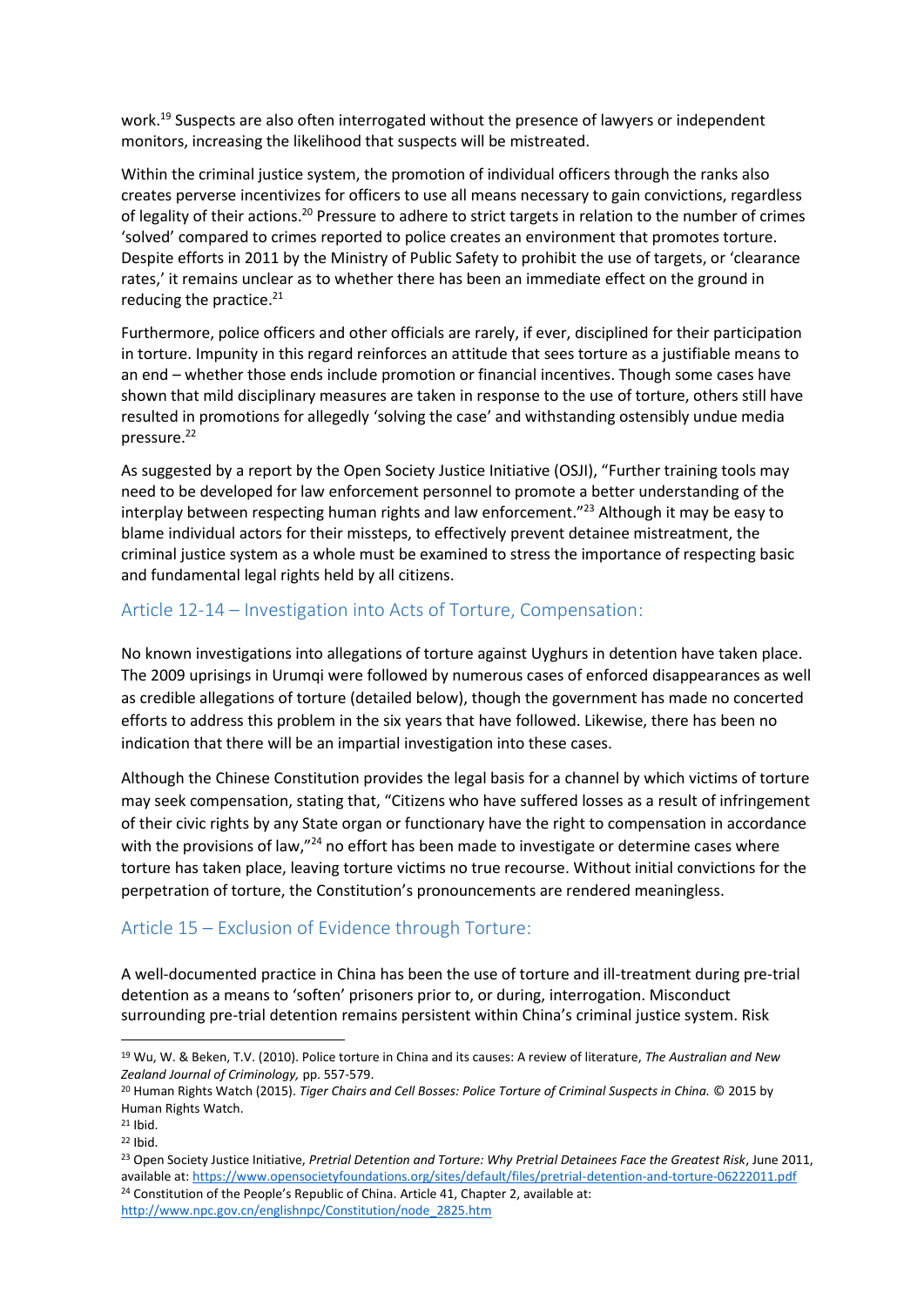work.[19] Suspects are also often interrogated without the presence of lawyers or independent monitors, increasing the likelihood that suspects will be mistreated.

Within the criminal justice system, the promotion of individual officers through the ranks also creates perverse incentivizes for officers to use all means necessary to gain convictions, regardless of legality of their actions.[20] Pressure to adhere to strict targets in relation to the number of crimes 'solved' compared to crimes reported to police creates an environment that promotes torture. Despite efforts in 2011 by the Ministry of Public Safety to prohibit the use of targets, or 'clearance rates,' it remains unclear as to whether there has been an immediate effect on the ground in reducing the practice.[21]

Furthermore, police officers and other officials are rarely, if ever, disciplined for their participation in torture. Impunity in this regard reinforces an attitude that sees torture as a justifiable means to an end – whether those ends include promotion or financial incentives. Though some cases have shown that mild disciplinary measures are taken in response to the use of torture, others still have resulted in promotions for allegedly 'solving the case' and withstanding ostensibly undue media pressure.[22]

As suggested by a report by the Open Society Justice Initiative (OSJI), "Further training tools may need to be developed for law enforcement personnel to promote a better understanding of the interplay between respecting human rights and law enforcement."[23] Although it may be easy to blame individual actors for their missteps, to effectively prevent detainee mistreatment, the criminal justice system as a whole must be examined to stress the importance of respecting basic and fundamental legal rights held by all citizens.

## Article 12-14 – Investigation into Acts of Torture, Compensation:

No known investigations into allegations of torture against Uyghurs in detention have taken place. The 2009 uprisings in Urumqi were followed by numerous cases of enforced disappearances as well as credible allegations of torture (detailed below), though the government has made no concerted efforts to address this problem in the six years that have followed. Likewise, there has been no indication that there will be an impartial investigation into these cases.

Although the Chinese Constitution provides the legal basis for a channel by which victims of torture may seek compensation, stating that, "Citizens who have suffered losses as a result of infringement of their civic rights by any State organ or functionary have the right to compensation in accordance with the provisions of law,"[24] no effort has been made to investigate or determine cases where torture has taken place, leaving torture victims no true recourse. Without initial convictions for the perpetration of torture, the Constitution's pronouncements are rendered meaningless.

## Article 15 – Exclusion of Evidence through Torture:

A well-documented practice in China has been the use of torture and ill-treatment during pre-trial detention as a means to 'soften' prisoners prior to, or during, interrogation. Misconduct surrounding pre-trial detention remains persistent within China's criminal justice system. Risk

---

[19] Wu, W. & Beken, T.V. (2010). Police torture in China and its causes: A review of literature, *The Australian and New Zealand Journal of Criminology,* pp. 557-579.

[20] Human Rights Watch (2015). *Tiger Chairs and Cell Bosses: Police Torture of Criminal Suspects in China.* © 2015 by Human Rights Watch.

[21] Ibid.

[22] Ibid.

[23] Open Society Justice Initiative, *Pretrial Detention and Torture: Why Pretrial Detainees Face the Greatest Risk*, June 2011, available at: https://www.opensocietyfoundations.org/sites/default/files/pretrial-detention-and-torture-06222011.pdf

[24] Constitution of the People's Republic of China. Article 41, Chapter 2, available at: http://www.npc.gov.cn/englishnpc/Constitution/node_2825.htm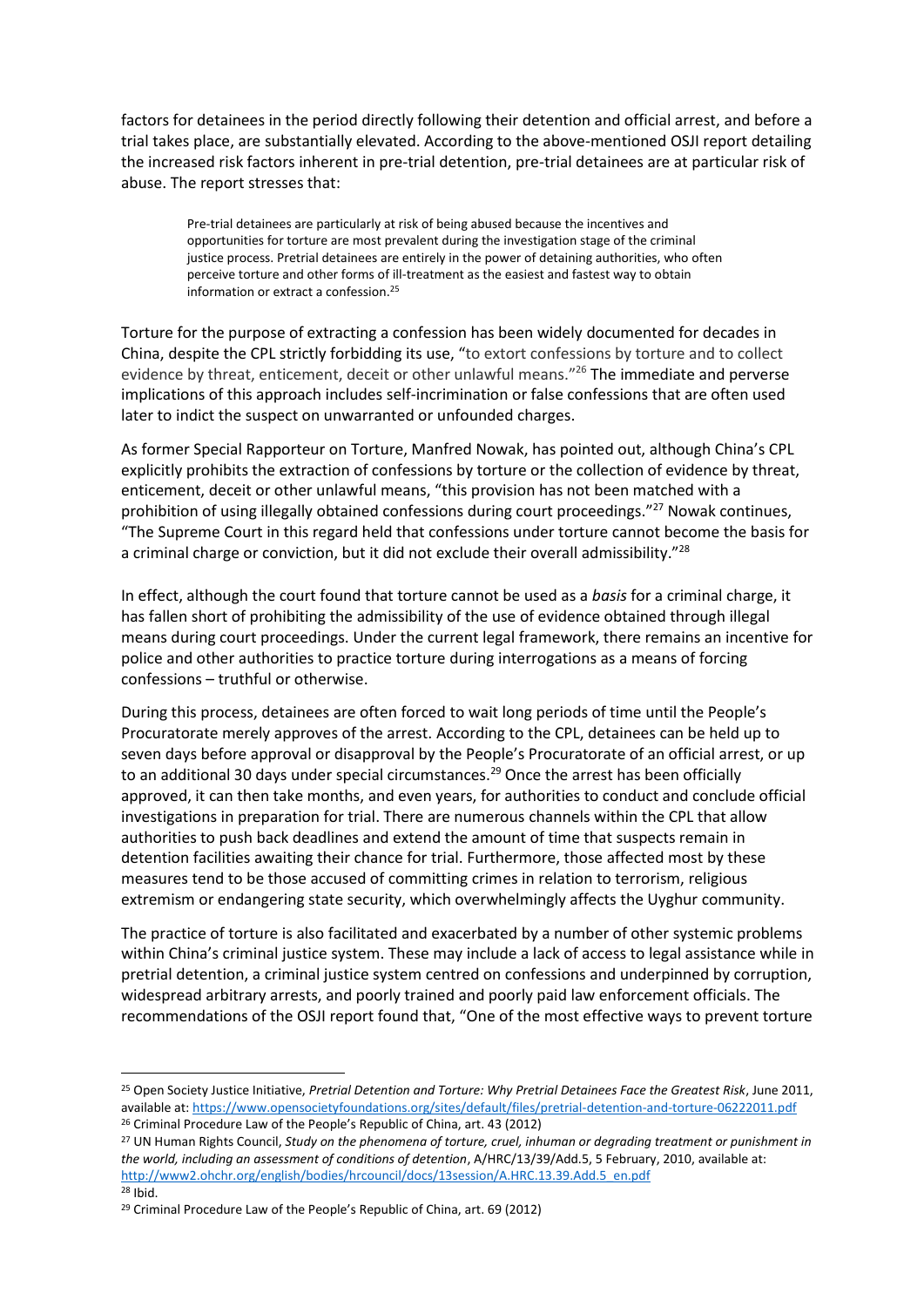factors for detainees in the period directly following their detention and official arrest, and before a trial takes place, are substantially elevated. According to the above-mentioned OSJI report detailing the increased risk factors inherent in pre-trial detention, pre-trial detainees are at particular risk of abuse. The report stresses that:

> Pre-trial detainees are particularly at risk of being abused because the incentives and opportunities for torture are most prevalent during the investigation stage of the criminal justice process. Pretrial detainees are entirely in the power of detaining authorities, who often perceive torture and other forms of ill-treatment as the easiest and fastest way to obtain information or extract a confession.[25]

Torture for the purpose of extracting a confession has been widely documented for decades in China, despite the CPL strictly forbidding its use, "to extort confessions by torture and to collect evidence by threat, enticement, deceit or other unlawful means."[26] The immediate and perverse implications of this approach includes self-incrimination or false confessions that are often used later to indict the suspect on unwarranted or unfounded charges.

As former Special Rapporteur on Torture, Manfred Nowak, has pointed out, although China's CPL explicitly prohibits the extraction of confessions by torture or the collection of evidence by threat, enticement, deceit or other unlawful means, "this provision has not been matched with a prohibition of using illegally obtained confessions during court proceedings."[27] Nowak continues, "The Supreme Court in this regard held that confessions under torture cannot become the basis for a criminal charge or conviction, but it did not exclude their overall admissibility."[28]

In effect, although the court found that torture cannot be used as a *basis* for a criminal charge, it has fallen short of prohibiting the admissibility of the use of evidence obtained through illegal means during court proceedings. Under the current legal framework, there remains an incentive for police and other authorities to practice torture during interrogations as a means of forcing confessions – truthful or otherwise.

During this process, detainees are often forced to wait long periods of time until the People's Procuratorate merely approves of the arrest. According to the CPL, detainees can be held up to seven days before approval or disapproval by the People's Procuratorate of an official arrest, or up to an additional 30 days under special circumstances.[29] Once the arrest has been officially approved, it can then take months, and even years, for authorities to conduct and conclude official investigations in preparation for trial. There are numerous channels within the CPL that allow authorities to push back deadlines and extend the amount of time that suspects remain in detention facilities awaiting their chance for trial. Furthermore, those affected most by these measures tend to be those accused of committing crimes in relation to terrorism, religious extremism or endangering state security, which overwhelmingly affects the Uyghur community.

The practice of torture is also facilitated and exacerbated by a number of other systemic problems within China's criminal justice system. These may include a lack of access to legal assistance while in pretrial detention, a criminal justice system centred on confessions and underpinned by corruption, widespread arbitrary arrests, and poorly trained and poorly paid law enforcement officials. The recommendations of the OSJI report found that, "One of the most effective ways to prevent torture

---

[25] Open Society Justice Initiative, *Pretrial Detention and Torture: Why Pretrial Detainees Face the Greatest Risk*, June 2011, available at: https://www.opensocietyfoundations.org/sites/default/files/pretrial-detention-and-torture-06222011.pdf

[26] Criminal Procedure Law of the People's Republic of China, art. 43 (2012)

[27] UN Human Rights Council, *Study on the phenomena of torture, cruel, inhuman or degrading treatment or punishment in the world, including an assessment of conditions of detention*, A/HRC/13/39/Add.5, 5 February, 2010, available at: http://www2.ohchr.org/english/bodies/hrcouncil/docs/13session/A.HRC.13.39.Add.5_en.pdf

[28] Ibid.

[29] Criminal Procedure Law of the People's Republic of China, art. 69 (2012)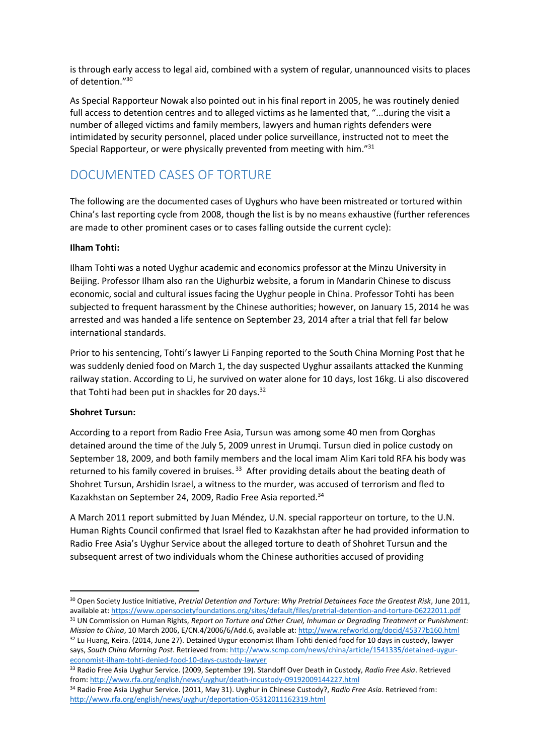is through early access to legal aid, combined with a system of regular, unannounced visits to places of detention."[30]

As Special Rapporteur Nowak also pointed out in his final report in 2005, he was routinely denied full access to detention centres and to alleged victims as he lamented that, "...during the visit a number of alleged victims and family members, lawyers and human rights defenders were intimidated by security personnel, placed under police surveillance, instructed not to meet the Special Rapporteur, or were physically prevented from meeting with him."[31]

## DOCUMENTED CASES OF TORTURE

The following are the documented cases of Uyghurs who have been mistreated or tortured within China's last reporting cycle from 2008, though the list is by no means exhaustive (further references are made to other prominent cases or to cases falling outside the current cycle):

**Ilham Tohti:**

Ilham Tohti was a noted Uyghur academic and economics professor at the Minzu University in Beijing. Professor Ilham also ran the Uighurbiz website, a forum in Mandarin Chinese to discuss economic, social and cultural issues facing the Uyghur people in China. Professor Tohti has been subjected to frequent harassment by the Chinese authorities; however, on January 15, 2014 he was arrested and was handed a life sentence on September 23, 2014 after a trial that fell far below international standards.

Prior to his sentencing, Tohti's lawyer Li Fanping reported to the South China Morning Post that he was suddenly denied food on March 1, the day suspected Uyghur assailants attacked the Kunming railway station. According to Li, he survived on water alone for 10 days, lost 16kg. Li also discovered that Tohti had been put in shackles for 20 days.[32]

**Shohret Tursun:**

According to a report from Radio Free Asia, Tursun was among some 40 men from Qorghas detained around the time of the July 5, 2009 unrest in Urumqi. Tursun died in police custody on September 18, 2009, and both family members and the local imam Alim Kari told RFA his body was returned to his family covered in bruises.[33] After providing details about the beating death of Shohret Tursun, Arshidin Israel, a witness to the murder, was accused of terrorism and fled to Kazakhstan on September 24, 2009, Radio Free Asia reported.[34]

A March 2011 report submitted by Juan Méndez, U.N. special rapporteur on torture, to the U.N. Human Rights Council confirmed that Israel fled to Kazakhstan after he had provided information to Radio Free Asia's Uyghur Service about the alleged torture to death of Shohret Tursun and the subsequent arrest of two individuals whom the Chinese authorities accused of providing

---

[30] Open Society Justice Initiative, *Pretrial Detention and Torture: Why Pretrial Detainees Face the Greatest Risk*, June 2011, available at: https://www.opensocietyfoundations.org/sites/default/files/pretrial-detention-and-torture-06222011.pdf

[31] UN Commission on Human Rights, *Report on Torture and Other Cruel, Inhuman or Degrading Treatment or Punishment: Mission to China*, 10 March 2006, E/CN.4/2006/6/Add.6, available at: http://www.refworld.org/docid/45377b160.html

[32] Lu Huang, Keira. (2014, June 27). Detained Uygur economist Ilham Tohti denied food for 10 days in custody, lawyer says, *South China Morning Post*. Retrieved from: http://www.scmp.com/news/china/article/1541335/detained-uygur-economist-ilham-tohti-denied-food-10-days-custody-lawyer

[33] Radio Free Asia Uyghur Service. (2009, September 19). Standoff Over Death in Custody, *Radio Free Asia*. Retrieved from: http://www.rfa.org/english/news/uyghur/death-incustody-09192009144227.html

[34] Radio Free Asia Uyghur Service. (2011, May 31). Uyghur in Chinese Custody?, *Radio Free Asia*. Retrieved from: http://www.rfa.org/english/news/uyghur/deportation-05312011162319.html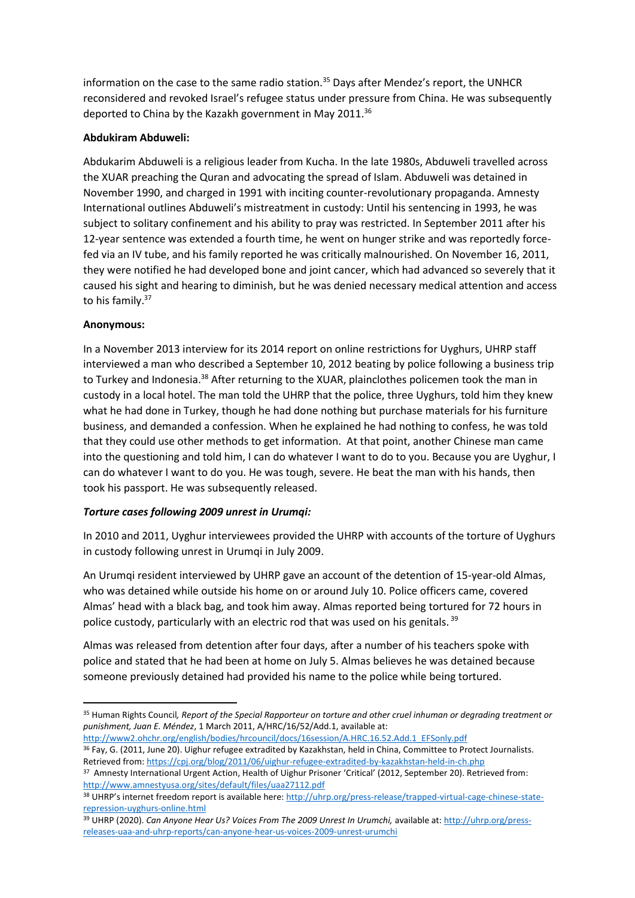information on the case to the same radio station.[35] Days after Mendez's report, the UNHCR reconsidered and revoked Israel's refugee status under pressure from China. He was subsequently deported to China by the Kazakh government in May 2011.[36]

**Abdukiram Abduweli:**

Abdukarim Abduweli is a religious leader from Kucha. In the late 1980s, Abduweli travelled across the XUAR preaching the Quran and advocating the spread of Islam. Abduweli was detained in November 1990, and charged in 1991 with inciting counter-revolutionary propaganda. Amnesty International outlines Abduweli's mistreatment in custody: Until his sentencing in 1993, he was subject to solitary confinement and his ability to pray was restricted. In September 2011 after his 12-year sentence was extended a fourth time, he went on hunger strike and was reportedly force-fed via an IV tube, and his family reported he was critically malnourished. On November 16, 2011, they were notified he had developed bone and joint cancer, which had advanced so severely that it caused his sight and hearing to diminish, but he was denied necessary medical attention and access to his family.[37]

**Anonymous:**

In a November 2013 interview for its 2014 report on online restrictions for Uyghurs, UHRP staff interviewed a man who described a September 10, 2012 beating by police following a business trip to Turkey and Indonesia.[38] After returning to the XUAR, plainclothes policemen took the man in custody in a local hotel. The man told the UHRP that the police, three Uyghurs, told him they knew what he had done in Turkey, though he had done nothing but purchase materials for his furniture business, and demanded a confession. When he explained he had nothing to confess, he was told that they could use other methods to get information. At that point, another Chinese man came into the questioning and told him, I can do whatever I want to do to you. Because you are Uyghur, I can do whatever I want to do you. He was tough, severe. He beat the man with his hands, then took his passport. He was subsequently released.

***Torture cases following 2009 unrest in Urumqi:***

In 2010 and 2011, Uyghur interviewees provided the UHRP with accounts of the torture of Uyghurs in custody following unrest in Urumqi in July 2009.

An Urumqi resident interviewed by UHRP gave an account of the detention of 15-year-old Almas, who was detained while outside his home on or around July 10. Police officers came, covered Almas' head with a black bag, and took him away. Almas reported being tortured for 72 hours in police custody, particularly with an electric rod that was used on his genitals.[39]

Almas was released from detention after four days, after a number of his teachers spoke with police and stated that he had been at home on July 5. Almas believes he was detained because someone previously detained had provided his name to the police while being tortured.

---

[35] Human Rights Council, *Report of the Special Rapporteur on torture and other cruel inhuman or degrading treatment or punishment, Juan E. Méndez*, 1 March 2011, A/HRC/16/52/Add.1, available at: http://www2.ohchr.org/english/bodies/hrcouncil/docs/16session/A.HRC.16.52.Add.1_EFSonly.pdf

[36] Fay, G. (2011, June 20). Uighur refugee extradited by Kazakhstan, held in China, Committee to Protect Journalists. Retrieved from: https://cpj.org/blog/2011/06/uighur-refugee-extradited-by-kazakhstan-held-in-ch.php

[37] Amnesty International Urgent Action, Health of Uighur Prisoner 'Critical' (2012, September 20). Retrieved from: http://www.amnestyusa.org/sites/default/files/uaa27112.pdf

[38] UHRP's internet freedom report is available here: http://uhrp.org/press-release/trapped-virtual-cage-chinese-state-repression-uyghurs-online.html

[39] UHRP (2020). *Can Anyone Hear Us? Voices From The 2009 Unrest In Urumchi,* available at: http://uhrp.org/press-releases-uaa-and-uhrp-reports/can-anyone-hear-us-voices-2009-unrest-urumchi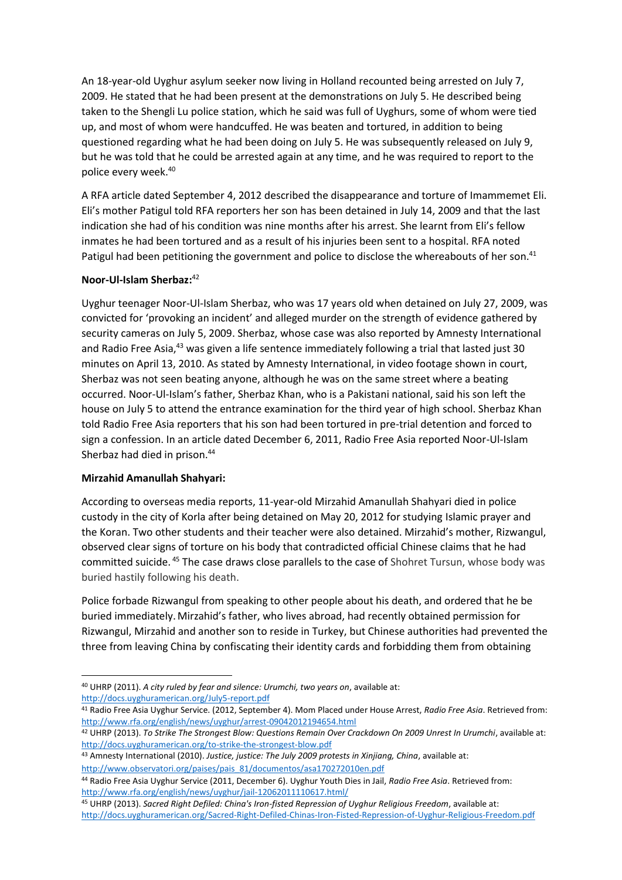An 18-year-old Uyghur asylum seeker now living in Holland recounted being arrested on July 7, 2009. He stated that he had been present at the demonstrations on July 5. He described being taken to the Shengli Lu police station, which he said was full of Uyghurs, some of whom were tied up, and most of whom were handcuffed. He was beaten and tortured, in addition to being questioned regarding what he had been doing on July 5. He was subsequently released on July 9, but he was told that he could be arrested again at any time, and he was required to report to the police every week.[40]

A RFA article dated September 4, 2012 described the disappearance and torture of Imammemet Eli. Eli's mother Patigul told RFA reporters her son has been detained in July 14, 2009 and that the last indication she had of his condition was nine months after his arrest. She learnt from Eli's fellow inmates he had been tortured and as a result of his injuries been sent to a hospital. RFA noted Patigul had been petitioning the government and police to disclose the whereabouts of her son.[41]

**Noor-Ul-Islam Sherbaz:**[42]

Uyghur teenager Noor-Ul-Islam Sherbaz, who was 17 years old when detained on July 27, 2009, was convicted for 'provoking an incident' and alleged murder on the strength of evidence gathered by security cameras on July 5, 2009. Sherbaz, whose case was also reported by Amnesty International and Radio Free Asia,[43] was given a life sentence immediately following a trial that lasted just 30 minutes on April 13, 2010. As stated by Amnesty International, in video footage shown in court, Sherbaz was not seen beating anyone, although he was on the same street where a beating occurred. Noor-Ul-Islam's father, Sherbaz Khan, who is a Pakistani national, said his son left the house on July 5 to attend the entrance examination for the third year of high school. Sherbaz Khan told Radio Free Asia reporters that his son had been tortured in pre-trial detention and forced to sign a confession. In an article dated December 6, 2011, Radio Free Asia reported Noor-Ul-Islam Sherbaz had died in prison.[44]

**Mirzahid Amanullah Shahyari:**

According to overseas media reports, 11-year-old Mirzahid Amanullah Shahyari died in police custody in the city of Korla after being detained on May 20, 2012 for studying Islamic prayer and the Koran. Two other students and their teacher were also detained. Mirzahid's mother, Rizwangul, observed clear signs of torture on his body that contradicted official Chinese claims that he had committed suicide.[45] The case draws close parallels to the case of Shohret Tursun, whose body was buried hastily following his death.

Police forbade Rizwangul from speaking to other people about his death, and ordered that he be buried immediately. Mirzahid's father, who lives abroad, had recently obtained permission for Rizwangul, Mirzahid and another son to reside in Turkey, but Chinese authorities had prevented the three from leaving China by confiscating their identity cards and forbidding them from obtaining

---

[40] UHRP (2011). *A city ruled by fear and silence: Urumchi, two years on*, available at: http://docs.uyghuramerican.org/July5-report.pdf

[41] Radio Free Asia Uyghur Service. (2012, September 4). Mom Placed under House Arrest, *Radio Free Asia*. Retrieved from: http://www.rfa.org/english/news/uyghur/arrest-09042012194654.html

[42] UHRP (2013). *To Strike The Strongest Blow: Questions Remain Over Crackdown On 2009 Unrest In Urumchi*, available at: http://docs.uyghuramerican.org/to-strike-the-strongest-blow.pdf

[43] Amnesty International (2010). *Justice, justice: The July 2009 protests in Xinjiang, China*, available at: http://www.observatori.org/paises/pais_81/documentos/asa170272010en.pdf

[44] Radio Free Asia Uyghur Service (2011, December 6). Uyghur Youth Dies in Jail, *Radio Free Asia*. Retrieved from: http://www.rfa.org/english/news/uyghur/jail-12062011110617.html/

[45] UHRP (2013). *Sacred Right Defiled: China's Iron-fisted Repression of Uyghur Religious Freedom*, available at: http://docs.uyghuramerican.org/Sacred-Right-Defiled-Chinas-Iron-Fisted-Repression-of-Uyghur-Religious-Freedom.pdf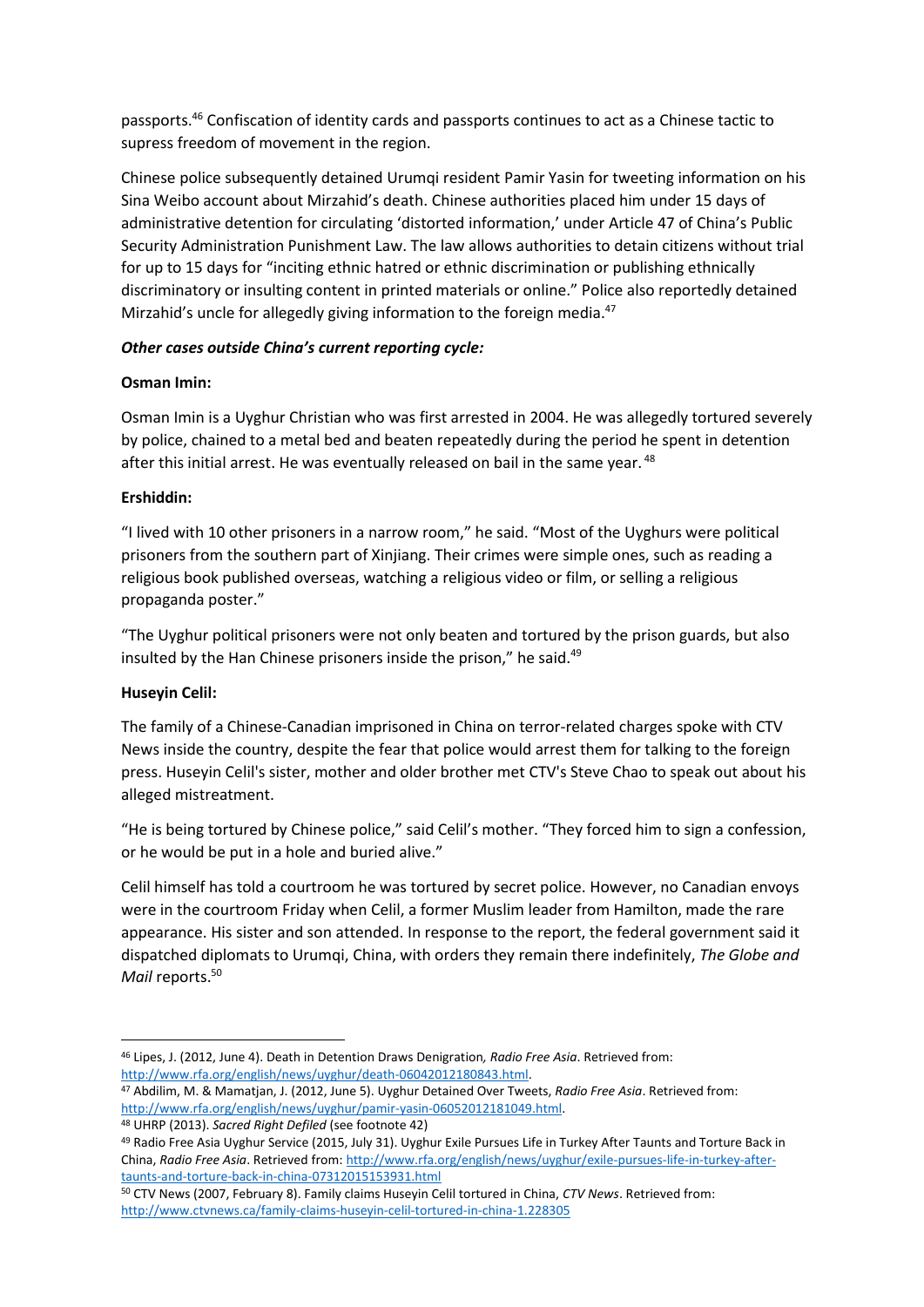passports.[46] Confiscation of identity cards and passports continues to act as a Chinese tactic to supress freedom of movement in the region.

Chinese police subsequently detained Urumqi resident Pamir Yasin for tweeting information on his Sina Weibo account about Mirzahid's death. Chinese authorities placed him under 15 days of administrative detention for circulating 'distorted information,' under Article 47 of China's Public Security Administration Punishment Law. The law allows authorities to detain citizens without trial for up to 15 days for "inciting ethnic hatred or ethnic discrimination or publishing ethnically discriminatory or insulting content in printed materials or online." Police also reportedly detained Mirzahid's uncle for allegedly giving information to the foreign media.[47]

***Other cases outside China's current reporting cycle:***

**Osman Imin:**

Osman Imin is a Uyghur Christian who was first arrested in 2004. He was allegedly tortured severely by police, chained to a metal bed and beaten repeatedly during the period he spent in detention after this initial arrest. He was eventually released on bail in the same year.[48]

**Ershiddin:**

"I lived with 10 other prisoners in a narrow room," he said. "Most of the Uyghurs were political prisoners from the southern part of Xinjiang. Their crimes were simple ones, such as reading a religious book published overseas, watching a religious video or film, or selling a religious propaganda poster."

"The Uyghur political prisoners were not only beaten and tortured by the prison guards, but also insulted by the Han Chinese prisoners inside the prison," he said.[49]

**Huseyin Celil:**

The family of a Chinese-Canadian imprisoned in China on terror-related charges spoke with CTV News inside the country, despite the fear that police would arrest them for talking to the foreign press. Huseyin Celil's sister, mother and older brother met CTV's Steve Chao to speak out about his alleged mistreatment.

"He is being tortured by Chinese police," said Celil's mother. "They forced him to sign a confession, or he would be put in a hole and buried alive."

Celil himself has told a courtroom he was tortured by secret police. However, no Canadian envoys were in the courtroom Friday when Celil, a former Muslim leader from Hamilton, made the rare appearance. His sister and son attended. In response to the report, the federal government said it dispatched diplomats to Urumqi, China, with orders they remain there indefinitely, *The Globe and Mail* reports.[50]

---

[46] Lipes, J. (2012, June 4). Death in Detention Draws Denigration, *Radio Free Asia*. Retrieved from: http://www.rfa.org/english/news/uyghur/death-06042012180843.html.

[47] Abdilim, M. & Mamatjan, J. (2012, June 5). Uyghur Detained Over Tweets, *Radio Free Asia*. Retrieved from: http://www.rfa.org/english/news/uyghur/pamir-yasin-06052012181049.html.

[48] UHRP (2013). *Sacred Right Defiled* (see footnote 42)

[49] Radio Free Asia Uyghur Service (2015, July 31). Uyghur Exile Pursues Life in Turkey After Taunts and Torture Back in China, *Radio Free Asia*. Retrieved from: http://www.rfa.org/english/news/uyghur/exile-pursues-life-in-turkey-after-taunts-and-torture-back-in-china-07312015153931.html

[50] CTV News (2007, February 8). Family claims Huseyin Celil tortured in China, *CTV News*. Retrieved from: http://www.ctvnews.ca/family-claims-huseyin-celil-tortured-in-china-1.228305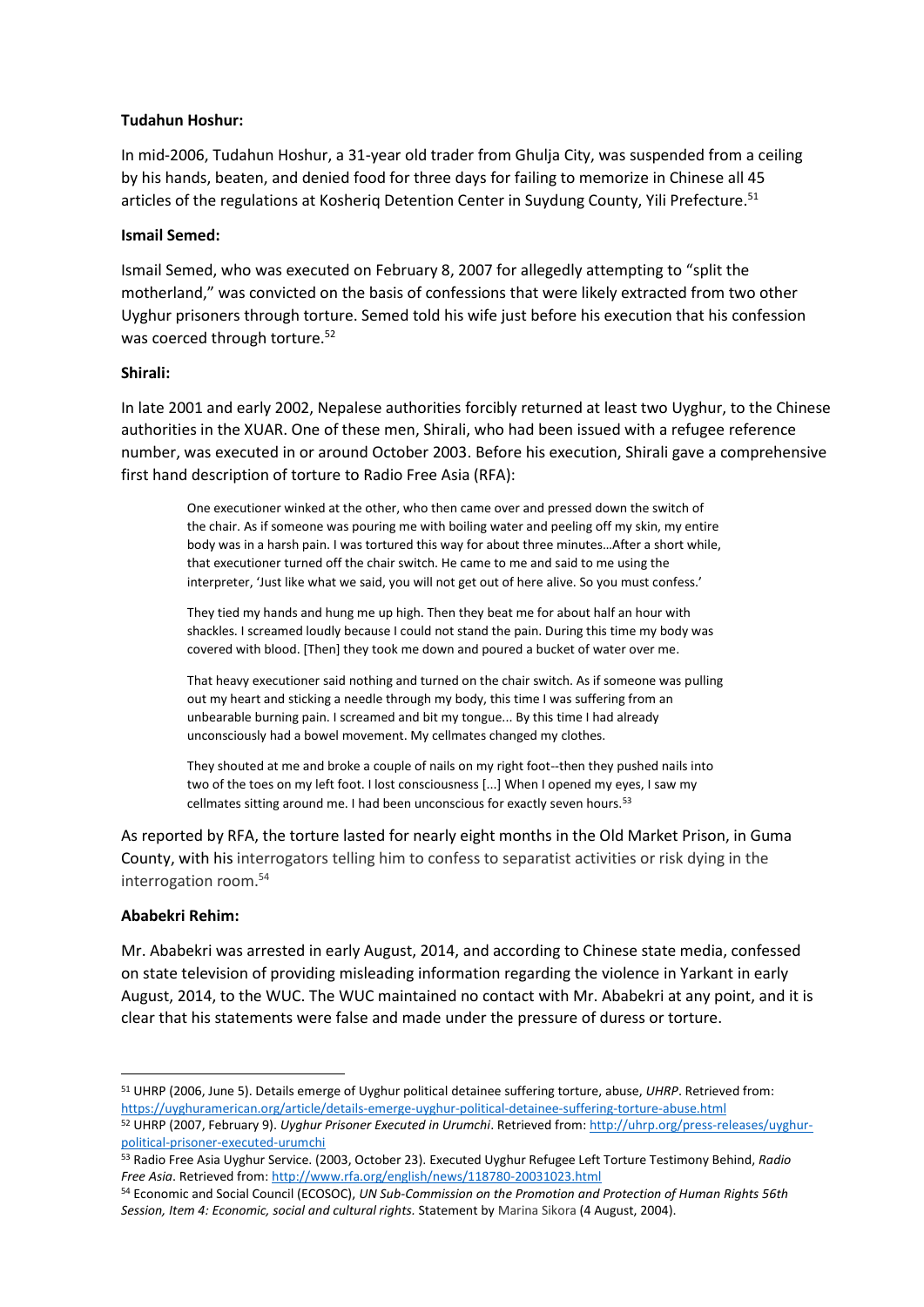**Tudahun Hoshur:**

In mid-2006, Tudahun Hoshur, a 31-year old trader from Ghulja City, was suspended from a ceiling by his hands, beaten, and denied food for three days for failing to memorize in Chinese all 45 articles of the regulations at Kosheriq Detention Center in Suydung County, Yili Prefecture.[51]

**Ismail Semed:**

Ismail Semed, who was executed on February 8, 2007 for allegedly attempting to "split the motherland," was convicted on the basis of confessions that were likely extracted from two other Uyghur prisoners through torture. Semed told his wife just before his execution that his confession was coerced through torture.[52]

**Shirali:**

In late 2001 and early 2002, Nepalese authorities forcibly returned at least two Uyghur, to the Chinese authorities in the XUAR. One of these men, Shirali, who had been issued with a refugee reference number, was executed in or around October 2003. Before his execution, Shirali gave a comprehensive first hand description of torture to Radio Free Asia (RFA):

> One executioner winked at the other, who then came over and pressed down the switch of the chair. As if someone was pouring me with boiling water and peeling off my skin, my entire body was in a harsh pain. I was tortured this way for about three minutes…After a short while, that executioner turned off the chair switch. He came to me and said to me using the interpreter, 'Just like what we said, you will not get out of here alive. So you must confess.'
>
> They tied my hands and hung me up high. Then they beat me for about half an hour with shackles. I screamed loudly because I could not stand the pain. During this time my body was covered with blood. [Then] they took me down and poured a bucket of water over me.
>
> That heavy executioner said nothing and turned on the chair switch. As if someone was pulling out my heart and sticking a needle through my body, this time I was suffering from an unbearable burning pain. I screamed and bit my tongue... By this time I had already unconsciously had a bowel movement. My cellmates changed my clothes.
>
> They shouted at me and broke a couple of nails on my right foot--then they pushed nails into two of the toes on my left foot. I lost consciousness [...] When I opened my eyes, I saw my cellmates sitting around me. I had been unconscious for exactly seven hours.[53]

As reported by RFA, the torture lasted for nearly eight months in the Old Market Prison, in Guma County, with his interrogators telling him to confess to separatist activities or risk dying in the interrogation room.[54]

**Ababekri Rehim:**

Mr. Ababekri was arrested in early August, 2014, and according to Chinese state media, confessed on state television of providing misleading information regarding the violence in Yarkant in early August, 2014, to the WUC. The WUC maintained no contact with Mr. Ababekri at any point, and it is clear that his statements were false and made under the pressure of duress or torture.

---

[51] UHRP (2006, June 5). Details emerge of Uyghur political detainee suffering torture, abuse, *UHRP*. Retrieved from: https://uyghuramerican.org/article/details-emerge-uyghur-political-detainee-suffering-torture-abuse.html

[52] UHRP (2007, February 9). *Uyghur Prisoner Executed in Urumchi*. Retrieved from: http://uhrp.org/press-releases/uyghur-political-prisoner-executed-urumchi

[53] Radio Free Asia Uyghur Service. (2003, October 23). Executed Uyghur Refugee Left Torture Testimony Behind, *Radio Free Asia*. Retrieved from: http://www.rfa.org/english/news/118780-20031023.html

[54] Economic and Social Council (ECOSOC), *UN Sub-Commission on the Promotion and Protection of Human Rights 56th Session, Item 4: Economic, social and cultural rights.* Statement by Marina Sikora (4 August, 2004).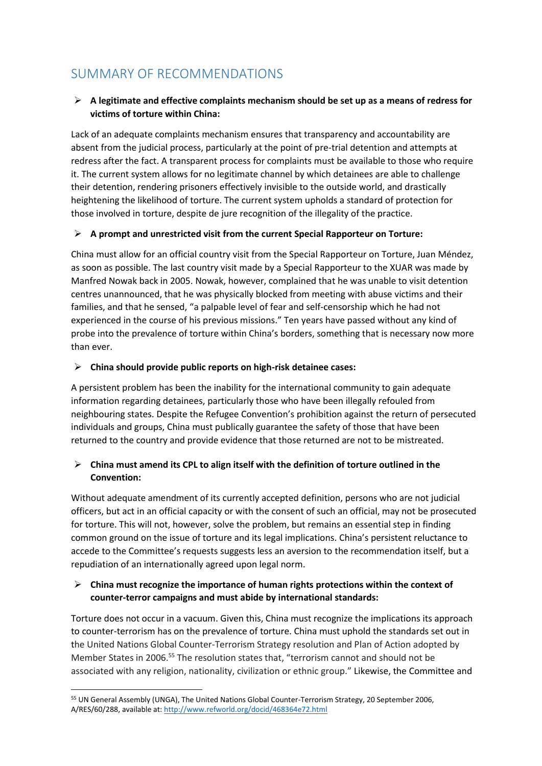## SUMMARY OF RECOMMENDATIONS

- **A legitimate and effective complaints mechanism should be set up as a means of redress for victims of torture within China:**

Lack of an adequate complaints mechanism ensures that transparency and accountability are absent from the judicial process, particularly at the point of pre-trial detention and attempts at redress after the fact. A transparent process for complaints must be available to those who require it. The current system allows for no legitimate channel by which detainees are able to challenge their detention, rendering prisoners effectively invisible to the outside world, and drastically heightening the likelihood of torture. The current system upholds a standard of protection for those involved in torture, despite de jure recognition of the illegality of the practice.

- **A prompt and unrestricted visit from the current Special Rapporteur on Torture:**

China must allow for an official country visit from the Special Rapporteur on Torture, Juan Méndez, as soon as possible. The last country visit made by a Special Rapporteur to the XUAR was made by Manfred Nowak back in 2005. Nowak, however, complained that he was unable to visit detention centres unannounced, that he was physically blocked from meeting with abuse victims and their families, and that he sensed, "a palpable level of fear and self-censorship which he had not experienced in the course of his previous missions." Ten years have passed without any kind of probe into the prevalence of torture within China's borders, something that is necessary now more than ever.

- **China should provide public reports on high-risk detainee cases:**

A persistent problem has been the inability for the international community to gain adequate information regarding detainees, particularly those who have been illegally refouled from neighbouring states. Despite the Refugee Convention's prohibition against the return of persecuted individuals and groups, China must publically guarantee the safety of those that have been returned to the country and provide evidence that those returned are not to be mistreated.

- **China must amend its CPL to align itself with the definition of torture outlined in the Convention:**

Without adequate amendment of its currently accepted definition, persons who are not judicial officers, but act in an official capacity or with the consent of such an official, may not be prosecuted for torture. This will not, however, solve the problem, but remains an essential step in finding common ground on the issue of torture and its legal implications. China's persistent reluctance to accede to the Committee's requests suggests less an aversion to the recommendation itself, but a repudiation of an internationally agreed upon legal norm.

- **China must recognize the importance of human rights protections within the context of counter-terror campaigns and must abide by international standards:**

Torture does not occur in a vacuum. Given this, China must recognize the implications its approach to counter-terrorism has on the prevalence of torture. China must uphold the standards set out in the United Nations Global Counter-Terrorism Strategy resolution and Plan of Action adopted by Member States in 2006.[55] The resolution states that, "terrorism cannot and should not be associated with any religion, nationality, civilization or ethnic group." Likewise, the Committee and

---

[55] UN General Assembly (UNGA), The United Nations Global Counter-Terrorism Strategy, 20 September 2006, A/RES/60/288, available at: http://www.refworld.org/docid/468364e72.html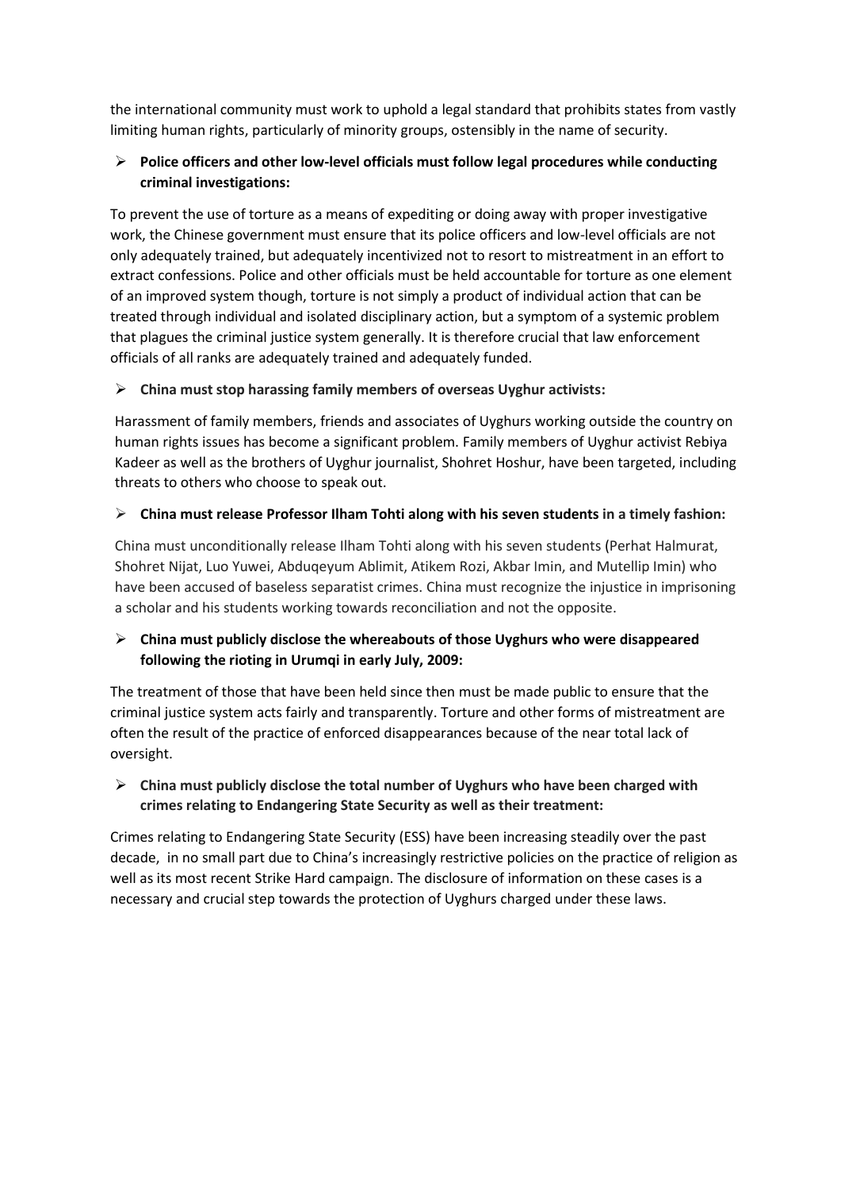the international community must work to uphold a legal standard that prohibits states from vastly limiting human rights, particularly of minority groups, ostensibly in the name of security.

- **Police officers and other low-level officials must follow legal procedures while conducting criminal investigations:**

To prevent the use of torture as a means of expediting or doing away with proper investigative work, the Chinese government must ensure that its police officers and low-level officials are not only adequately trained, but adequately incentivized not to resort to mistreatment in an effort to extract confessions. Police and other officials must be held accountable for torture as one element of an improved system though, torture is not simply a product of individual action that can be treated through individual and isolated disciplinary action, but a symptom of a systemic problem that plagues the criminal justice system generally. It is therefore crucial that law enforcement officials of all ranks are adequately trained and adequately funded.

- **China must stop harassing family members of overseas Uyghur activists:**

Harassment of family members, friends and associates of Uyghurs working outside the country on human rights issues has become a significant problem. Family members of Uyghur activist Rebiya Kadeer as well as the brothers of Uyghur journalist, Shohret Hoshur, have been targeted, including threats to others who choose to speak out.

- **China must release Professor Ilham Tohti along with his seven students in a timely fashion:**

China must unconditionally release Ilham Tohti along with his seven students (Perhat Halmurat, Shohret Nijat, Luo Yuwei, Abduqeyum Ablimit, Atikem Rozi, Akbar Imin, and Mutellip Imin) who have been accused of baseless separatist crimes. China must recognize the injustice in imprisoning a scholar and his students working towards reconciliation and not the opposite.

- **China must publicly disclose the whereabouts of those Uyghurs who were disappeared following the rioting in Urumqi in early July, 2009:**

The treatment of those that have been held since then must be made public to ensure that the criminal justice system acts fairly and transparently. Torture and other forms of mistreatment are often the result of the practice of enforced disappearances because of the near total lack of oversight.

- **China must publicly disclose the total number of Uyghurs who have been charged with crimes relating to Endangering State Security as well as their treatment:**

Crimes relating to Endangering State Security (ESS) have been increasing steadily over the past decade, in no small part due to China's increasingly restrictive policies on the practice of religion as well as its most recent Strike Hard campaign. The disclosure of information on these cases is a necessary and crucial step towards the protection of Uyghurs charged under these laws.